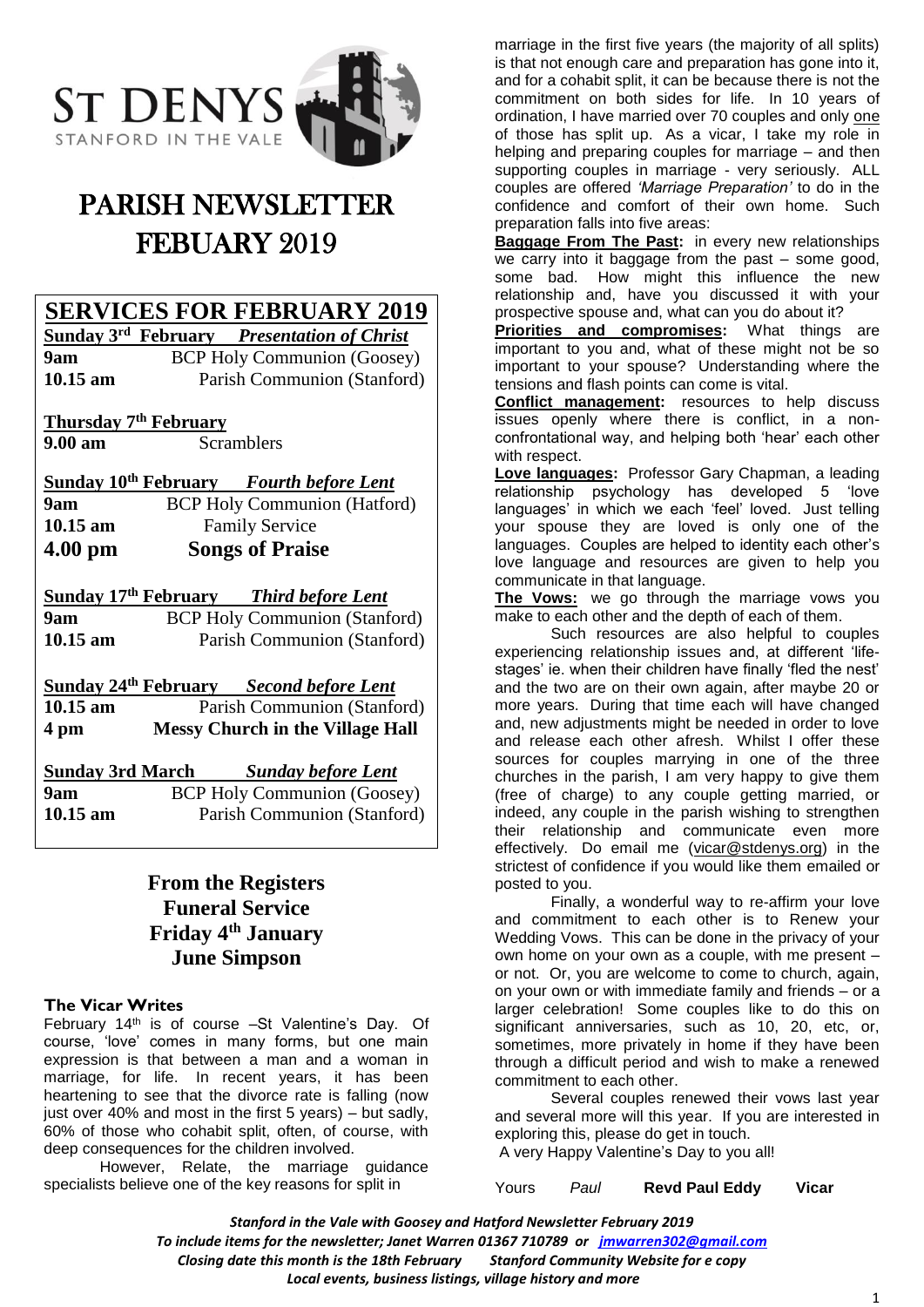# ST DENYS

STANFORD IN THE VALE

# PARISH NEWSLETTER FEBUARY 2019

## SERVICES FOR FEBRUARY 2019

**Sunday 3rd February** ***Presentation of Christ***

| | |
|---|---|
| **9am** | BCP Holy Communion (Goosey) |
| **10.15 am** | Parish Communion (Stanford) |

**Thursday 7th February**

| | |
|---|---|
| **9.00 am** | Scramblers |

**Sunday 10th February** ***Fourth before Lent***

| | |
|---|---|
| **9am** | BCP Holy Communion (Hatford) |
| **10.15 am** | Family Service |
| **4.00 pm** | **Songs of Praise** |

**Sunday 17th February** ***Third before Lent***

| | |
|---|---|
| **9am** | BCP Holy Communion (Stanford) |
| **10.15 am** | Parish Communion (Stanford) |

**Sunday 24th February** ***Second before Lent***

| | |
|---|---|
| **10.15 am** | Parish Communion (Stanford) |
| **4 pm** | **Messy Church in the Village Hall** |

**Sunday 3rd March** ***Sunday before Lent***

| | |
|---|---|
| **9am** | BCP Holy Communion (Goosey) |
| **10.15 am** | Parish Communion (Stanford) |

## From the Registers
**Funeral Service**
**Friday 4th January**
**June Simpson**

### The Vicar Writes

February 14th is of course –St Valentine's Day. Of course, 'love' comes in many forms, but one main expression is that between a man and a woman in marriage, for life. In recent years, it has been heartening to see that the divorce rate is falling (now just over 40% and most in the first 5 years) – but sadly, 60% of those who cohabit split, often, of course, with deep consequences for the children involved.

However, Relate, the marriage guidance specialists believe one of the key reasons for split in marriage in the first five years (the majority of all splits) is that not enough care and preparation has gone into it, and for a cohabit split, it can be because there is not the commitment on both sides for life. In 10 years of ordination, I have married over 70 couples and only one of those has split up. As a vicar, I take my role in helping and preparing couples for marriage – and then supporting couples in marriage - very seriously. ALL couples are offered *'Marriage Preparation'* to do in the confidence and comfort of their own home. Such preparation falls into five areas:

**Baggage From The Past:** in every new relationships we carry into it baggage from the past – some good, some bad. How might this influence the new relationship and, have you discussed it with your prospective spouse and, what can you do about it?

**Priorities and compromises:** What things are important to you and, what of these might not be so important to your spouse? Understanding where the tensions and flash points can come is vital.

**Conflict management:** resources to help discuss issues openly where there is conflict, in a non-confrontational way, and helping both 'hear' each other with respect.

**Love languages:** Professor Gary Chapman, a leading relationship psychology has developed 5 'love languages' in which we each 'feel' loved. Just telling your spouse they are loved is only one of the languages. Couples are helped to identity each other's love language and resources are given to help you communicate in that language.

**The Vows:** we go through the marriage vows you make to each other and the depth of each of them.

Such resources are also helpful to couples experiencing relationship issues and, at different 'life-stages' ie. when their children have finally 'fled the nest' and the two are on their own again, after maybe 20 or more years. During that time each will have changed and, new adjustments might be needed in order to love and release each other afresh. Whilst I offer these sources for couples marrying in one of the three churches in the parish, I am very happy to give them (free of charge) to any couple getting married, or indeed, any couple in the parish wishing to strengthen their relationship and communicate even more effectively. Do email me (vicar@stdenys.org) in the strictest of confidence if you would like them emailed or posted to you.

Finally, a wonderful way to re-affirm your love and commitment to each other is to Renew your Wedding Vows. This can be done in the privacy of your own home on your own as a couple, with me present – or not. Or, you are welcome to come to church, again, on your own or with immediate family and friends – or a larger celebration! Some couples like to do this on significant anniversaries, such as 10, 20, etc, or, sometimes, more privately in home if they have been through a difficult period and wish to make a renewed commitment to each other.

Several couples renewed their vows last year and several more will this year. If you are interested in exploring this, please do get in touch.

A very Happy Valentine's Day to you all!

Yours *Paul* **Revd Paul Eddy Vicar**

***Stanford in the Vale with Goosey and Hatford Newsletter February 2019***
***To include items for the newsletter; Janet Warren 01367 710789 or jmwarren302@gmail.com***
***Closing date this month is the 18th February Stanford Community Website for e copy***
***Local events, business listings, village history and more***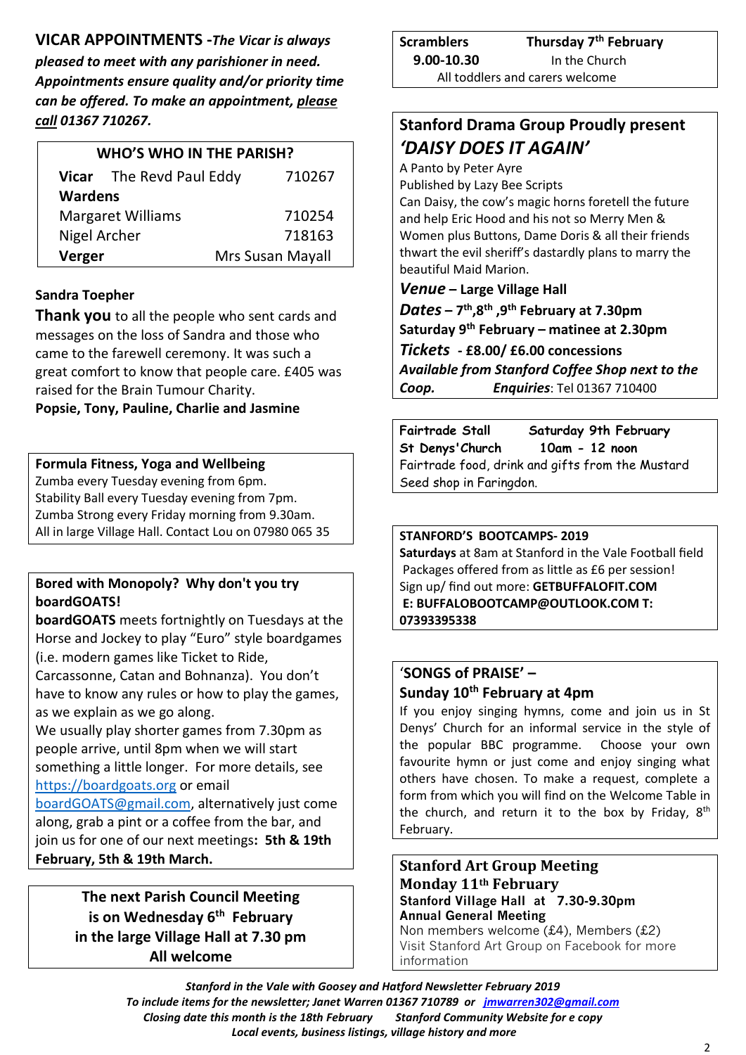**VICAR APPOINTMENTS** - ***The Vicar is always pleased to meet with any parishioner in need. Appointments ensure quality and/or priority time can be offered. To make an appointment, please call 01367 710267.***

| WHO'S WHO IN THE PARISH? | |
|---|---|
| **Vicar** The Revd Paul Eddy | 710267 |
| **Wardens** | |
| Margaret Williams | 710254 |
| Nigel Archer | 718163 |
| **Verger** | Mrs Susan Mayall |

**Sandra Toepher**

**Thank you** to all the people who sent cards and messages on the loss of Sandra and those who came to the farewell ceremony. It was such a great comfort to know that people care. £405 was raised for the Brain Tumour Charity.
**Popsie, Tony, Pauline, Charlie and Jasmine**

**Formula Fitness, Yoga and Wellbeing**
Zumba every Tuesday evening from 6pm.
Stability Ball every Tuesday evening from 7pm.
Zumba Strong every Friday morning from 9.30am.
All in large Village Hall. Contact Lou on 07980 065 35

**Bored with Monopoly? Why don't you try boardGOATS!**
**boardGOATS** meets fortnightly on Tuesdays at the Horse and Jockey to play "Euro" style boardgames (i.e. modern games like Ticket to Ride, Carcassonne, Catan and Bohnanza). You don't have to know any rules or how to play the games, as we explain as we go along.
We usually play shorter games from 7.30pm as people arrive, until 8pm when we will start something a little longer. For more details, see https://boardgoats.org or email boardGOATS@gmail.com, alternatively just come along, grab a pint or a coffee from the bar, and join us for one of our next meetings**: 5th & 19th February, 5th & 19th March.**

**The next Parish Council Meeting is on Wednesday 6th February in the large Village Hall at 7.30 pm**
**All welcome**

**Scramblers** **Thursday 7th February**
**9.00-10.30** In the Church
All toddlers and carers welcome

## Stanford Drama Group Proudly present *'DAISY DOES IT AGAIN'*

A Panto by Peter Ayre
Published by Lazy Bee Scripts
Can Daisy, the cow's magic horns foretell the future and help Eric Hood and his not so Merry Men & Women plus Buttons, Dame Doris & all their friends thwart the evil sheriff's dastardly plans to marry the beautiful Maid Marion.

***Venue*** **– Large Village Hall**
***Dates*** **– 7th, 8th, 9th February at 7.30pm**
**Saturday 9th February – matinee at 2.30pm**
***Tickets*** **- £8.00/ £6.00 concessions**
***Available from Stanford Coffee Shop next to the Coop.*** ***Enquiries***: Tel 01367 710400

**Fairtrade Stall** **Saturday 9th February**
**St Denys'Church** **10am - 12 noon**
Fairtrade food, drink and gifts from the Mustard Seed shop in Faringdon.

**STANFORD'S BOOTCAMPS- 2019**
**Saturdays** at 8am at Stanford in the Vale Football field
Packages offered from as little as £6 per session!
Sign up/ find out more: **GETBUFFALOFIT.COM**
**E: BUFFALOBOOTCAMP@OUTLOOK.COM T: 07393395338**

**'SONGS of PRAISE' –**
**Sunday 10th February at 4pm**
If you enjoy singing hymns, come and join us in St Denys' Church for an informal service in the style of the popular BBC programme. Choose your own favourite hymn or just come and enjoy singing what others have chosen. To make a request, complete a form from which you will find on the Welcome Table in the church, and return it to the box by Friday, 8th February.

**Stanford Art Group Meeting**
**Monday 11th February**
**Stanford Village Hall at 7.30-9.30pm**
**Annual General Meeting**
Non members welcome (£4), Members (£2)
Visit Stanford Art Group on Facebook for more information

***Stanford in the Vale with Goosey and Hatford Newsletter February 2019***
***To include items for the newsletter; Janet Warren 01367 710789 or jmwarren302@gmail.com***
***Closing date this month is the 18th February Stanford Community Website for e copy***
***Local events, business listings, village history and more***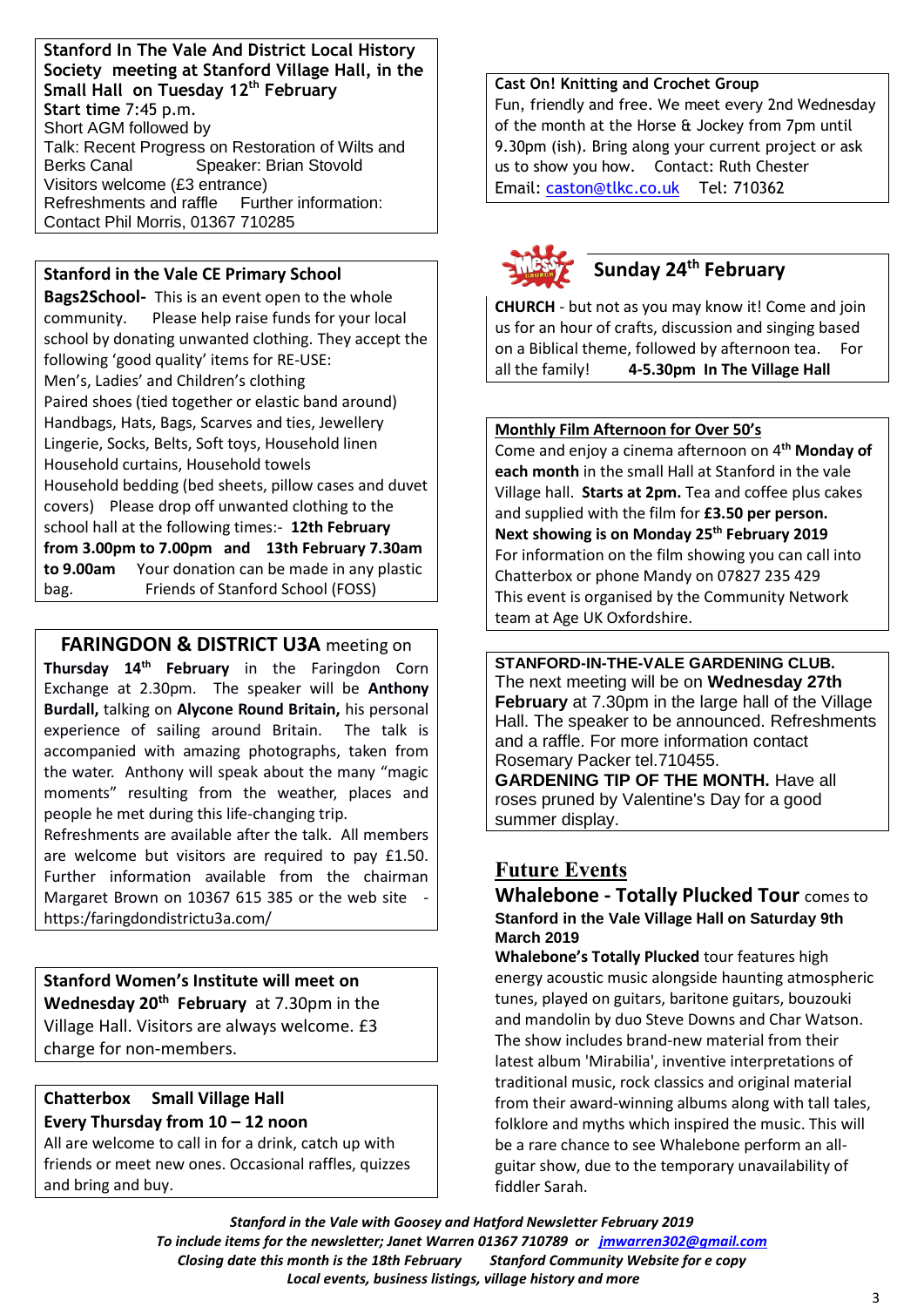**Stanford In The Vale And District Local History Society meeting at Stanford Village Hall, in the Small Hall on Tuesday 12th February**
**Start time** 7:45 p.m.
Short AGM followed by
Talk: Recent Progress on Restoration of Wilts and Berks Canal Speaker: Brian Stovold
Visitors welcome (£3 entrance)
Refreshments and raffle Further information: Contact Phil Morris, 01367 710285

**Stanford in the Vale CE Primary School**
**Bags2School-** This is an event open to the whole community. Please help raise funds for your local school by donating unwanted clothing. They accept the following 'good quality' items for RE-USE:
Men's, Ladies' and Children's clothing
Paired shoes (tied together or elastic band around)
Handbags, Hats, Bags, Scarves and ties, Jewellery
Lingerie, Socks, Belts, Soft toys, Household linen
Household curtains, Household towels
Household bedding (bed sheets, pillow cases and duvet covers) Please drop off unwanted clothing to the school hall at the following times:- **12th February from 3.00pm to 7.00pm and 13th February 7.30am to 9.00am** Your donation can be made in any plastic bag. Friends of Stanford School (FOSS)

**FARINGDON & DISTRICT U3A** meeting on **Thursday 14th February** in the Faringdon Corn Exchange at 2.30pm. The speaker will be **Anthony Burdall,** talking on **Alycone Round Britain,** his personal experience of sailing around Britain. The talk is accompanied with amazing photographs, taken from the water. Anthony will speak about the many "magic moments" resulting from the weather, places and people he met during this life-changing trip.
Refreshments are available after the talk. All members are welcome but visitors are required to pay £1.50. Further information available from the chairman Margaret Brown on 10367 615 385 or the web site - https:/faringdondistrictu3a.com/

**Stanford Women's Institute will meet on Wednesday 20th February** at 7.30pm in the Village Hall. Visitors are always welcome. £3 charge for non-members.

**Chatterbox Small Village Hall**
**Every Thursday from 10 – 12 noon**
All are welcome to call in for a drink, catch up with friends or meet new ones. Occasional raffles, quizzes and bring and buy.

**Cast On! Knitting and Crochet Group**
Fun, friendly and free. We meet every 2nd Wednesday of the month at the Horse & Jockey from 7pm until 9.30pm (ish). Bring along your current project or ask us to show you how. Contact: Ruth Chester
Email: caston@tlkc.co.uk Tel: 710362

**Sunday 24th February**

**CHURCH** - but not as you may know it! Come and join us for an hour of crafts, discussion and singing based on a Biblical theme, followed by afternoon tea. For all the family! **4-5.30pm In The Village Hall**

**Monthly Film Afternoon for Over 50's**
Come and enjoy a cinema afternoon on 4th **Monday of each month** in the small Hall at Stanford in the vale Village hall. **Starts at 2pm.** Tea and coffee plus cakes and supplied with the film for **£3.50 per person.**
**Next showing is on Monday 25th February 2019**
For information on the film showing you can call into Chatterbox or phone Mandy on 07827 235 429
This event is organised by the Community Network team at Age UK Oxfordshire.

**STANFORD-IN-THE-VALE GARDENING CLUB.**
The next meeting will be on **Wednesday 27th February** at 7.30pm in the large hall of the Village Hall. The speaker to be announced. Refreshments and a raffle. For more information contact Rosemary Packer tel.710455.
**GARDENING TIP OF THE MONTH.** Have all roses pruned by Valentine's Day for a good summer display.

## Future Events

**Whalebone - Totally Plucked Tour** comes to **Stanford in the Vale Village Hall on Saturday 9th March 2019**
**Whalebone's Totally Plucked** tour features high energy acoustic music alongside haunting atmospheric tunes, played on guitars, baritone guitars, bouzouki and mandolin by duo Steve Downs and Char Watson. The show includes brand-new material from their latest album 'Mirabilia', inventive interpretations of traditional music, rock classics and original material from their award-winning albums along with tall tales, folklore and myths which inspired the music. This will be a rare chance to see Whalebone perform an all-guitar show, due to the temporary unavailability of fiddler Sarah.

*Stanford in the Vale with Goosey and Hatford Newsletter February 2019*
*To include items for the newsletter; Janet Warren 01367 710789 or jmwarren302@gmail.com*
*Closing date this month is the 18th February Stanford Community Website for e copy*
*Local events, business listings, village history and more*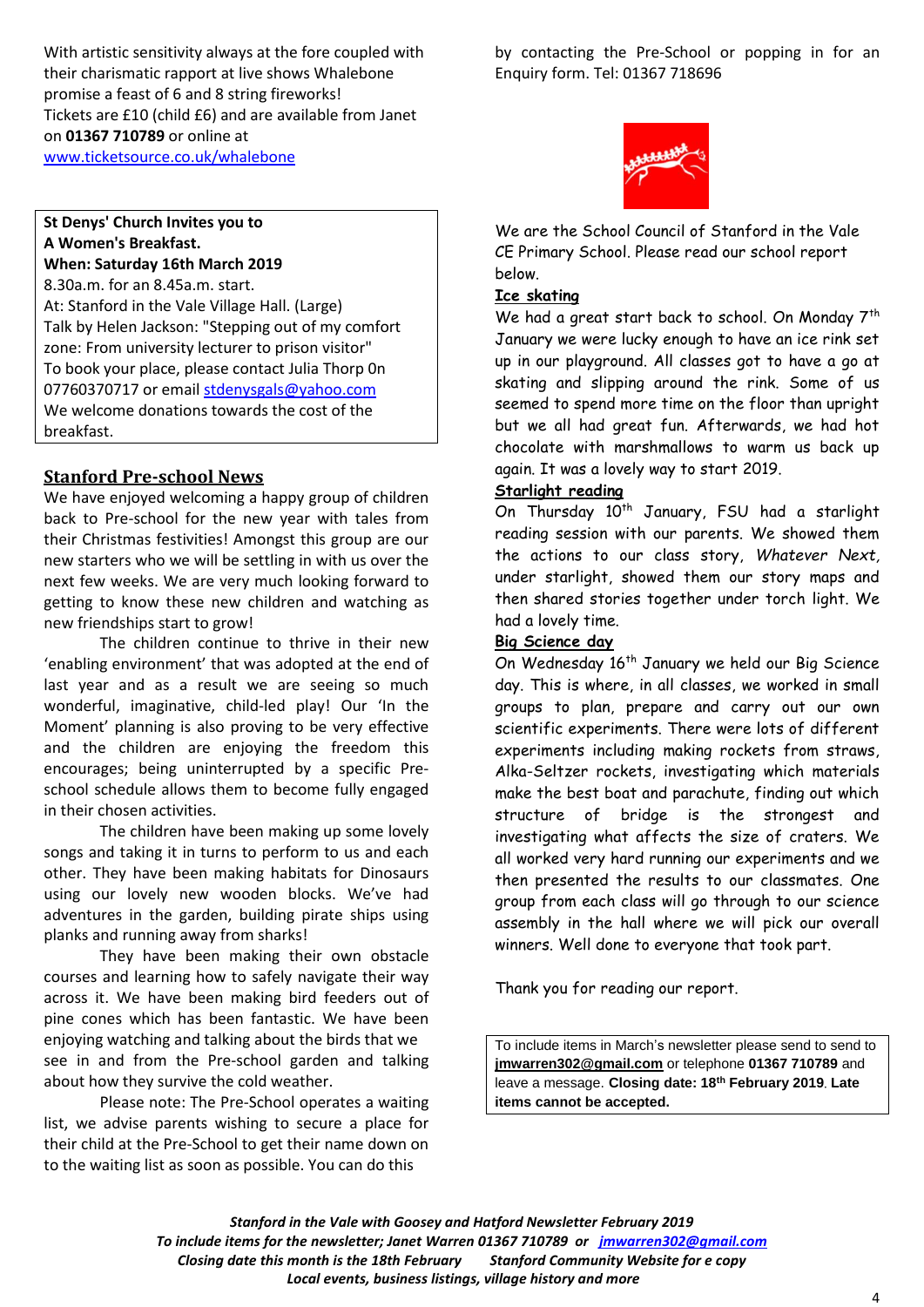With artistic sensitivity always at the fore coupled with their charismatic rapport at live shows Whalebone promise a feast of 6 and 8 string fireworks!
Tickets are £10 (child £6) and are available from Janet on **01367 710789** or online at www.ticketsource.co.uk/whalebone

**St Denys' Church Invites you to**
**A Women's Breakfast.**
**When: Saturday 16th March 2019**
8.30a.m. for an 8.45a.m. start.
At: Stanford in the Vale Village Hall. (Large)
Talk by Helen Jackson: "Stepping out of my comfort zone: From university lecturer to prison visitor"
To book your place, please contact Julia Thorp 0n 07760370717 or email stdenysgals@yahoo.com
We welcome donations towards the cost of the breakfast.

## Stanford Pre-school News

We have enjoyed welcoming a happy group of children back to Pre-school for the new year with tales from their Christmas festivities! Amongst this group are our new starters who we will be settling in with us over the next few weeks. We are very much looking forward to getting to know these new children and watching as new friendships start to grow!

The children continue to thrive in their new 'enabling environment' that was adopted at the end of last year and as a result we are seeing so much wonderful, imaginative, child-led play! Our 'In the Moment' planning is also proving to be very effective and the children are enjoying the freedom this encourages; being uninterrupted by a specific Pre-school schedule allows them to become fully engaged in their chosen activities.

The children have been making up some lovely songs and taking it in turns to perform to us and each other. They have been making habitats for Dinosaurs using our lovely new wooden blocks. We've had adventures in the garden, building pirate ships using planks and running away from sharks!

They have been making their own obstacle courses and learning how to safely navigate their way across it. We have been making bird feeders out of pine cones which has been fantastic. We have been enjoying watching and talking about the birds that we see in and from the Pre-school garden and talking about how they survive the cold weather.

Please note: The Pre-School operates a waiting list, we advise parents wishing to secure a place for their child at the Pre-School to get their name down on to the waiting list as soon as possible. You can do this by contacting the Pre-School or popping in for an Enquiry form. Tel: 01367 718696

We are the School Council of Stanford in the Vale CE Primary School. Please read our school report below.

**Ice skating**

We had a great start back to school. On Monday 7th January we were lucky enough to have an ice rink set up in our playground. All classes got to have a go at skating and slipping around the rink. Some of us seemed to spend more time on the floor than upright but we all had great fun. Afterwards, we had hot chocolate with marshmallows to warm us back up again. It was a lovely way to start 2019.

**Starlight reading**

On Thursday 10th January, FSU had a starlight reading session with our parents. We showed them the actions to our class story, *Whatever Next,* under starlight, showed them our story maps and then shared stories together under torch light. We had a lovely time.

**Big Science day**

On Wednesday 16th January we held our Big Science day. This is where, in all classes, we worked in small groups to plan, prepare and carry out our own scientific experiments. There were lots of different experiments including making rockets from straws, Alka-Seltzer rockets, investigating which materials make the best boat and parachute, finding out which structure of bridge is the strongest and investigating what affects the size of craters. We all worked very hard running our experiments and we then presented the results to our classmates. One group from each class will go through to our science assembly in the hall where we will pick our overall winners. Well done to everyone that took part.

Thank you for reading our report.

To include items in March's newsletter please send to send to **jmwarren302@gmail.com** or telephone **01367 710789** and leave a message. **Closing date: 18th February 2019**. **Late items cannot be accepted.**